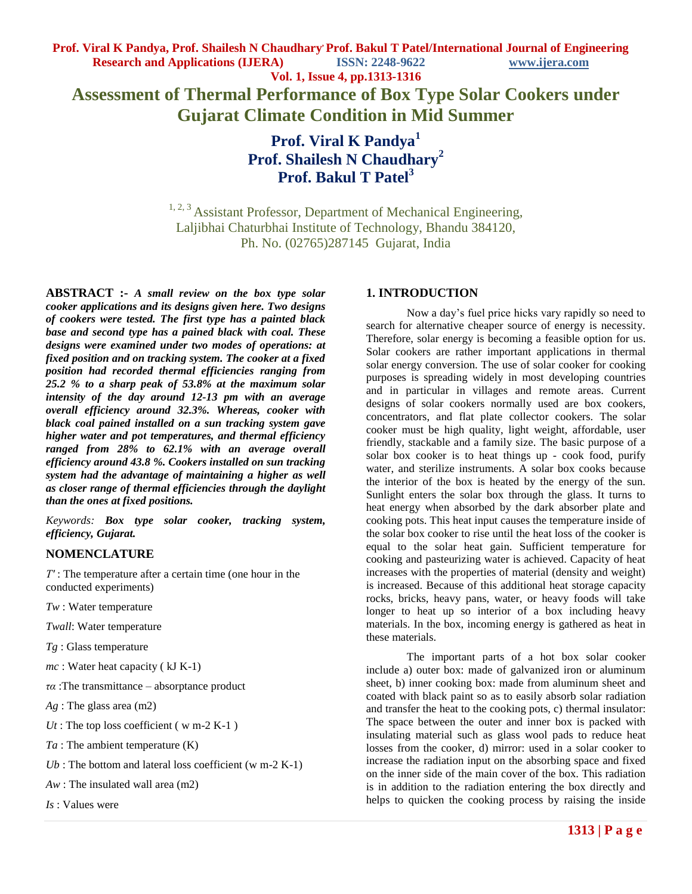# Assessment of Thermal Performance of Box Type Solar Cookers under Gujarat Climate Condition in Mid Summer

**Prof. Viral K Pandya[1]**
**Prof. Shailesh N Chaudhary[2]**
**Prof. Bakul T Patel[3]**

[1, 2, 3] Assistant Professor, Department of Mechanical Engineering,
Laljibhai Chaturbhai Institute of Technology, Bhandu 384120,
Ph. No. (02765)287145 Gujarat, India

**ABSTRACT :-** ***A small review on the box type solar cooker applications and its designs given here. Two designs of cookers were tested. The first type has a painted black base and second type has a pained black with coal. These designs were examined under two modes of operations: at fixed position and on tracking system. The cooker at a fixed position had recorded thermal efficiencies ranging from 25.2 % to a sharp peak of 53.8% at the maximum solar intensity of the day around 12-13 pm with an average overall efficiency around 32.3%. Whereas, cooker with black coal pained installed on a sun tracking system gave higher water and pot temperatures, and thermal efficiency ranged from 28% to 62.1% with an average overall efficiency around 43.8 %. Cookers installed on sun tracking system had the advantage of maintaining a higher as well as closer range of thermal efficiencies through the daylight than the ones at fixed positions.***

*Keywords:* ***Box type solar cooker, tracking system, efficiency, Gujarat.***

## NOMENCLATURE

$T'$ : The temperature after a certain time (one hour in the conducted experiments)

$Tw$ : Water temperature

$Twall$: Water temperature

$Tg$ : Glass temperature

$mc$ : Water heat capacity ( kJ K-1)

$\tau\alpha$ :The transmittance – absorptance product

$Ag$ : The glass area (m2)

$Ut$ : The top loss coefficient ( w m-2 K-1 )

$Ta$ : The ambient temperature (K)

$Ub$ : The bottom and lateral loss coefficient (w m-2 K-1)

$Aw$ : The insulated wall area (m2)

$Is$ : Values were

## 1. INTRODUCTION

Now a day's fuel price hicks vary rapidly so need to search for alternative cheaper source of energy is necessity. Therefore, solar energy is becoming a feasible option for us. Solar cookers are rather important applications in thermal solar energy conversion. The use of solar cooker for cooking purposes is spreading widely in most developing countries and in particular in villages and remote areas. Current designs of solar cookers normally used are box cookers, concentrators, and flat plate collector cookers. The solar cooker must be high quality, light weight, affordable, user friendly, stackable and a family size. The basic purpose of a solar box cooker is to heat things up - cook food, purify water, and sterilize instruments. A solar box cooks because the interior of the box is heated by the energy of the sun. Sunlight enters the solar box through the glass. It turns to heat energy when absorbed by the dark absorber plate and cooking pots. This heat input causes the temperature inside of the solar box cooker to rise until the heat loss of the cooker is equal to the solar heat gain. Sufficient temperature for cooking and pasteurizing water is achieved. Capacity of heat increases with the properties of material (density and weight) is increased. Because of this additional heat storage capacity rocks, bricks, heavy pans, water, or heavy foods will take longer to heat up so interior of a box including heavy materials. In the box, incoming energy is gathered as heat in these materials.

The important parts of a hot box solar cooker include a) outer box: made of galvanized iron or aluminum sheet, b) inner cooking box: made from aluminum sheet and coated with black paint so as to easily absorb solar radiation and transfer the heat to the cooking pots, c) thermal insulator: The space between the outer and inner box is packed with insulating material such as glass wool pads to reduce heat losses from the cooker, d) mirror: used in a solar cooker to increase the radiation input on the absorbing space and fixed on the inner side of the main cover of the box. This radiation is in addition to the radiation entering the box directly and helps to quicken the cooking process by raising the inside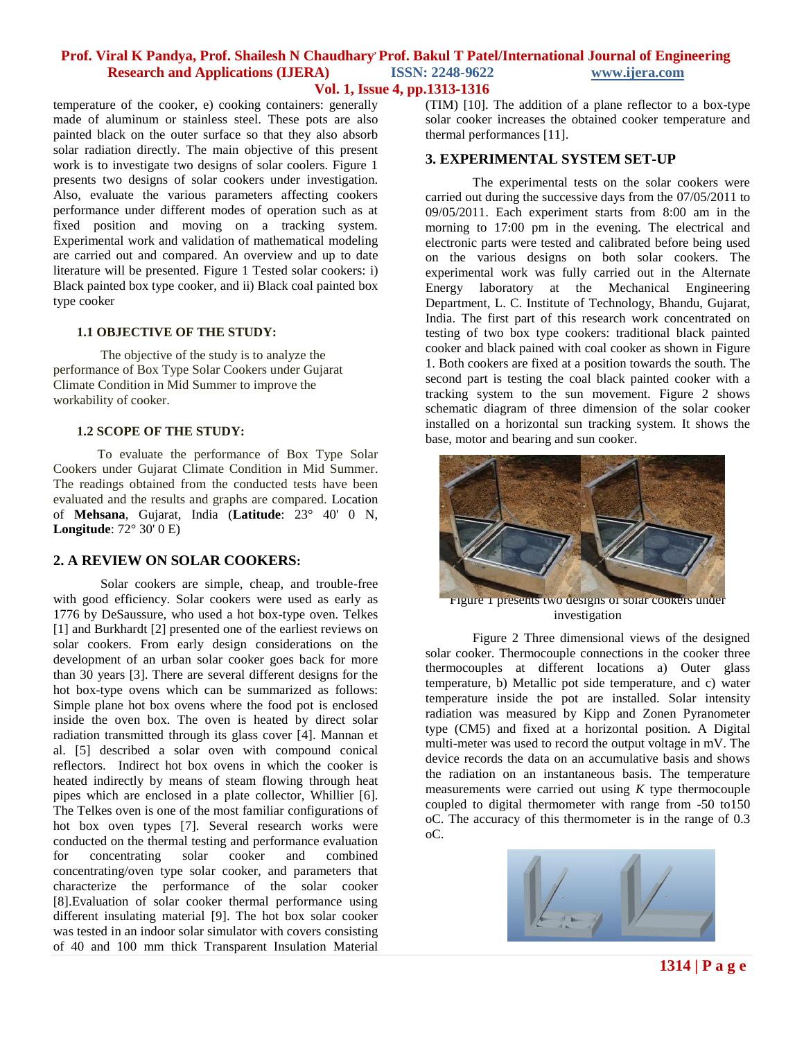temperature of the cooker, e) cooking containers: generally made of aluminum or stainless steel. These pots are also painted black on the outer surface so that they also absorb solar radiation directly. The main objective of this present work is to investigate two designs of solar coolers. Figure 1 presents two designs of solar cookers under investigation. Also, evaluate the various parameters affecting cookers performance under different modes of operation such as at fixed position and moving on a tracking system. Experimental work and validation of mathematical modeling are carried out and compared. An overview and up to date literature will be presented. Figure 1 Tested solar cookers: i) Black painted box type cooker, and ii) Black coal painted box type cooker

### 1.1 OBJECTIVE OF THE STUDY:

The objective of the study is to analyze the performance of Box Type Solar Cookers under Gujarat Climate Condition in Mid Summer to improve the workability of cooker.

### 1.2 SCOPE OF THE STUDY:

To evaluate the performance of Box Type Solar Cookers under Gujarat Climate Condition in Mid Summer. The readings obtained from the conducted tests have been evaluated and the results and graphs are compared. Location of **Mehsana**, Gujarat, India (**Latitude**: 23° 40' 0 N, **Longitude**: 72° 30' 0 E)

## 2. A REVIEW ON SOLAR COOKERS:

Solar cookers are simple, cheap, and trouble-free with good efficiency. Solar cookers were used as early as 1776 by DeSaussure, who used a hot box-type oven. Telkes [1] and Burkhardt [2] presented one of the earliest reviews on solar cookers. From early design considerations on the development of an urban solar cooker goes back for more than 30 years [3]. There are several different designs for the hot box-type ovens which can be summarized as follows: Simple plane hot box ovens where the food pot is enclosed inside the oven box. The oven is heated by direct solar radiation transmitted through its glass cover [4]. Mannan et al. [5] described a solar oven with compound conical reflectors. Indirect hot box ovens in which the cooker is heated indirectly by means of steam flowing through heat pipes which are enclosed in a plate collector, Whillier [6]. The Telkes oven is one of the most familiar configurations of hot box oven types [7]. Several research works were conducted on the thermal testing and performance evaluation for concentrating solar cooker and combined concentrating/oven type solar cooker, and parameters that characterize the performance of the solar cooker [8].Evaluation of solar cooker thermal performance using different insulating material [9]. The hot box solar cooker was tested in an indoor solar simulator with covers consisting of 40 and 100 mm thick Transparent Insulation Material (TIM) [10]. The addition of a plane reflector to a box-type solar cooker increases the obtained cooker temperature and thermal performances [11].

## 3. EXPERIMENTAL SYSTEM SET-UP

The experimental tests on the solar cookers were carried out during the successive days from the 07/05/2011 to 09/05/2011. Each experiment starts from 8:00 am in the morning to 17:00 pm in the evening. The electrical and electronic parts were tested and calibrated before being used on the various designs on both solar cookers. The experimental work was fully carried out in the Alternate Energy laboratory at the Mechanical Engineering Department, L. C. Institute of Technology, Bhandu, Gujarat, India. The first part of this research work concentrated on testing of two box type cookers: traditional black painted cooker and black pained with coal cooker as shown in Figure 1. Both cookers are fixed at a position towards the south. The second part is testing the coal black painted cooker with a tracking system to the sun movement. Figure 2 shows schematic diagram of three dimension of the solar cooker installed on a horizontal sun tracking system. It shows the base, motor and bearing and sun cooker.

Figure 1 presents two designs of solar cookers under investigation

Figure 2 Three dimensional views of the designed solar cooker. Thermocouple connections in the cooker three thermocouples at different locations a) Outer glass temperature, b) Metallic pot side temperature, and c) water temperature inside the pot are installed. Solar intensity radiation was measured by Kipp and Zonen Pyranometer type (CM5) and fixed at a horizontal position. A Digital multi-meter was used to record the output voltage in mV. The device records the data on an accumulative basis and shows the radiation on an instantaneous basis. The temperature measurements were carried out using *K* type thermocouple coupled to digital thermometer with range from -50 to150 oC. The accuracy of this thermometer is in the range of 0.3 oC.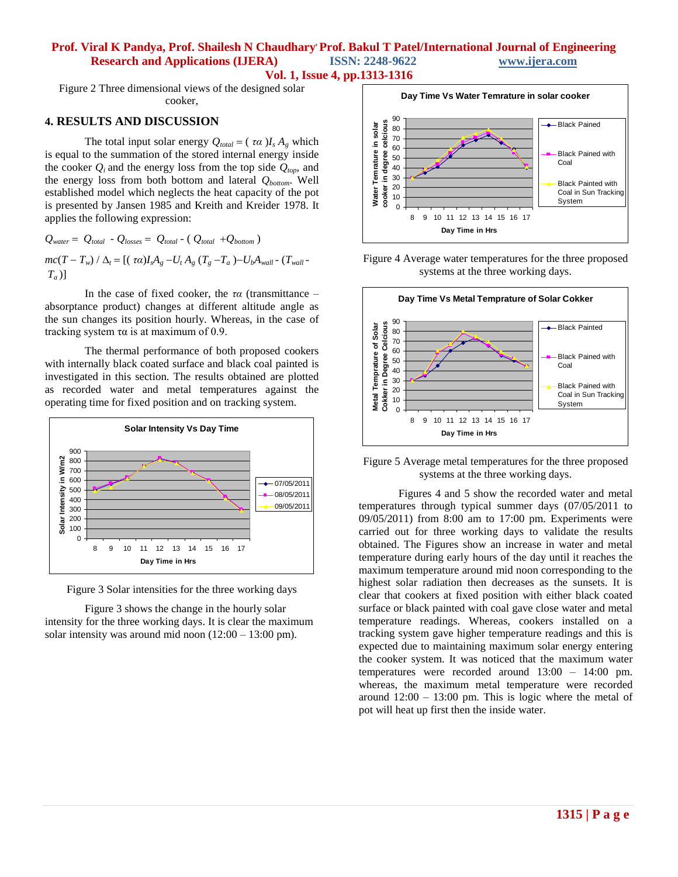Figure 2 Three dimensional views of the designed solar cooker,

## 4. RESULTS AND DISCUSSION

The total input solar energy $Q_{total} = (\tau\alpha) I_s A_g$ which is equal to the summation of the stored internal energy inside the cooker $Q_i$ and the energy loss from the top side $Q_{top}$, and the energy loss from both bottom and lateral $Q_{bottom}$. Well established model which neglects the heat capacity of the pot is presented by Jansen 1985 and Kreith and Kreider 1978. It applies the following expression:

$$Q_{water} = Q_{total} - Q_{losses} = Q_{total} - (Q_{total} + Q_{bottom})$$

$$mc(T - T_w) / \Delta_t = [(\tau\alpha) I_s A_g - U_t A_g (T_g - T_a) - U_b A_{wall} - (T_{wall} - T_a)]$$

In the case of fixed cooker, the $\tau\alpha$ (transmittance – absorptance product) changes at different altitude angle as the sun changes its position hourly. Whereas, in the case of tracking system $\tau\alpha$ is at maximum of 0.9.

The thermal performance of both proposed cookers with internally black coated surface and black coal painted is investigated in this section. The results obtained are plotted as recorded water and metal temperatures against the operating time for fixed position and on tracking system.

Figure 3 Solar intensities for the three working days

Figure 3 shows the change in the hourly solar intensity for the three working days. It is clear the maximum solar intensity was around mid noon (12:00 – 13:00 pm).

Figure 4 Average water temperatures for the three proposed systems at the three working days.

Figure 5 Average metal temperatures for the three proposed systems at the three working days.

Figures 4 and 5 show the recorded water and metal temperatures through typical summer days (07/05/2011 to 09/05/2011) from 8:00 am to 17:00 pm. Experiments were carried out for three working days to validate the results obtained. The Figures show an increase in water and metal temperature during early hours of the day until it reaches the maximum temperature around mid noon corresponding to the highest solar radiation then decreases as the sunsets. It is clear that cookers at fixed position with either black coated surface or black painted with coal gave close water and metal temperature readings. Whereas, cookers installed on a tracking system gave higher temperature readings and this is expected due to maintaining maximum solar energy entering the cooker system. It was noticed that the maximum water temperatures were recorded around 13:00 – 14:00 pm. whereas, the maximum metal temperature were recorded around 12:00 – 13:00 pm. This is logic where the metal of pot will heat up first then the inside water.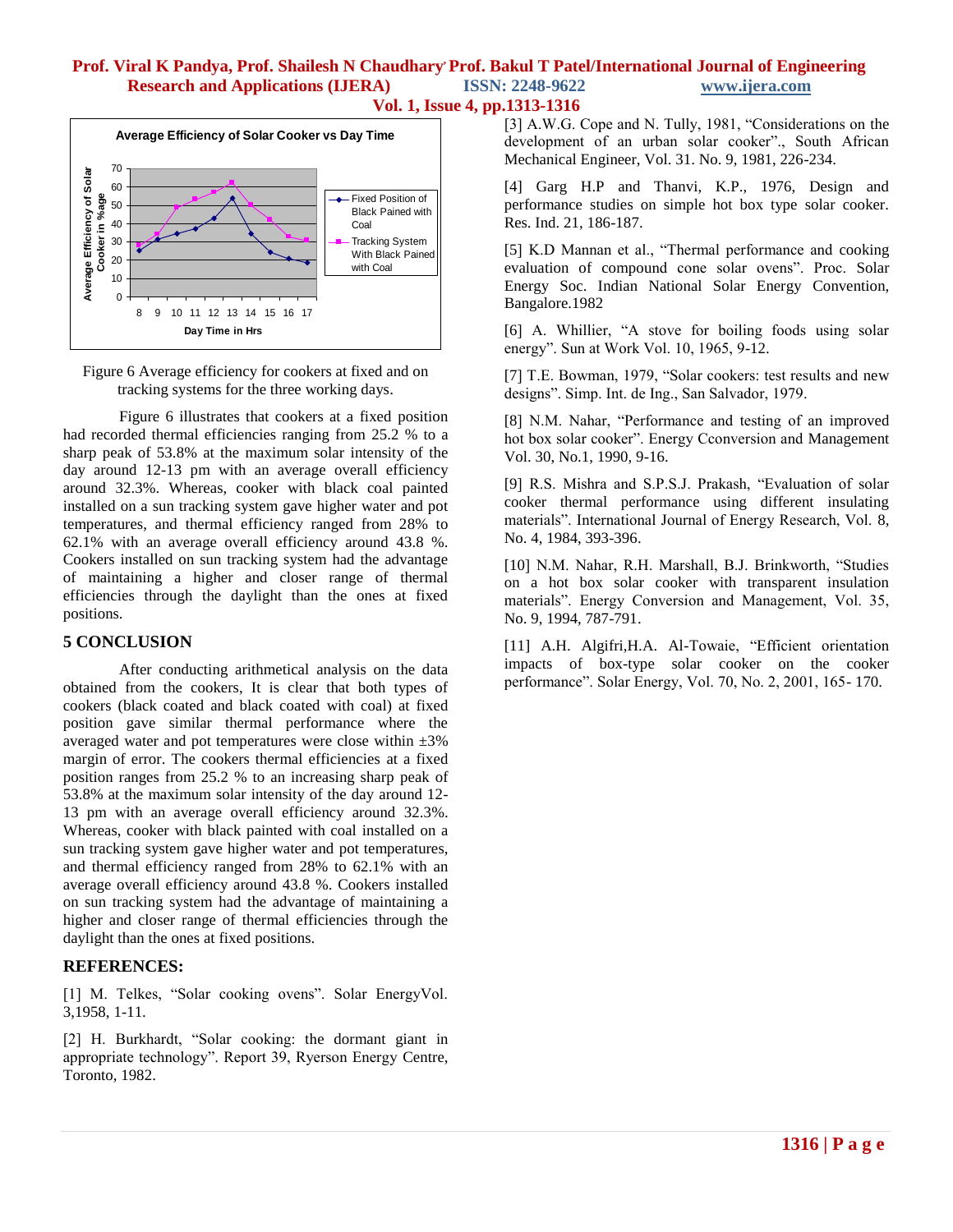Average Efficiency of Solar Cooker vs Day Time

Average Efficiency of Solar Cooker in %age

70
60
50
40
30
20
10
0

8 9 10 11 12 13 14 15 16 17

Day Time in Hrs

Fixed Position of Black Pained with Coal

Tracking System With Black Pained with Coal

Figure 6 Average efficiency for cookers at fixed and on tracking systems for the three working days.

Figure 6 illustrates that cookers at a fixed position had recorded thermal efficiencies ranging from 25.2 % to a sharp peak of 53.8% at the maximum solar intensity of the day around 12-13 pm with an average overall efficiency around 32.3%. Whereas, cooker with black coal painted installed on a sun tracking system gave higher water and pot temperatures, and thermal efficiency ranged from 28% to 62.1% with an average overall efficiency around 43.8 %. Cookers installed on sun tracking system had the advantage of maintaining a higher and closer range of thermal efficiencies through the daylight than the ones at fixed positions.

## 5 CONCLUSION

After conducting arithmetical analysis on the data obtained from the cookers, It is clear that both types of cookers (black coated and black coated with coal) at fixed position gave similar thermal performance where the averaged water and pot temperatures were close within ±3% margin of error. The cookers thermal efficiencies at a fixed position ranges from 25.2 % to an increasing sharp peak of 53.8% at the maximum solar intensity of the day around 12-13 pm with an average overall efficiency around 32.3%. Whereas, cooker with black painted with coal installed on a sun tracking system gave higher water and pot temperatures, and thermal efficiency ranged from 28% to 62.1% with an average overall efficiency around 43.8 %. Cookers installed on sun tracking system had the advantage of maintaining a higher and closer range of thermal efficiencies through the daylight than the ones at fixed positions.

## REFERENCES:

[1] M. Telkes, "Solar cooking ovens". Solar EnergyVol. 3,1958, 1-11.

[2] H. Burkhardt, "Solar cooking: the dormant giant in appropriate technology". Report 39, Ryerson Energy Centre, Toronto, 1982.

[3] A.W.G. Cope and N. Tully, 1981, "Considerations on the development of an urban solar cooker"., South African Mechanical Engineer, Vol. 31. No. 9, 1981, 226-234.

[4] Garg H.P and Thanvi, K.P., 1976, Design and performance studies on simple hot box type solar cooker. Res. Ind. 21, 186-187.

[5] K.D Mannan et al., "Thermal performance and cooking evaluation of compound cone solar ovens". Proc. Solar Energy Soc. Indian National Solar Energy Convention, Bangalore.1982

[6] A. Whillier, "A stove for boiling foods using solar energy". Sun at Work Vol. 10, 1965, 9-12.

[7] T.E. Bowman, 1979, "Solar cookers: test results and new designs". Simp. Int. de Ing., San Salvador, 1979.

[8] N.M. Nahar, "Performance and testing of an improved hot box solar cooker". Energy Cconversion and Management Vol. 30, No.1, 1990, 9-16.

[9] R.S. Mishra and S.P.S.J. Prakash, "Evaluation of solar cooker thermal performance using different insulating materials". International Journal of Energy Research, Vol. 8, No. 4, 1984, 393-396.

[10] N.M. Nahar, R.H. Marshall, B.J. Brinkworth, "Studies on a hot box solar cooker with transparent insulation materials". Energy Conversion and Management, Vol. 35, No. 9, 1994, 787-791.

[11] A.H. Algifri,H.A. Al-Towaie, "Efficient orientation impacts of box-type solar cooker on the cooker performance". Solar Energy, Vol. 70, No. 2, 2001, 165- 170.